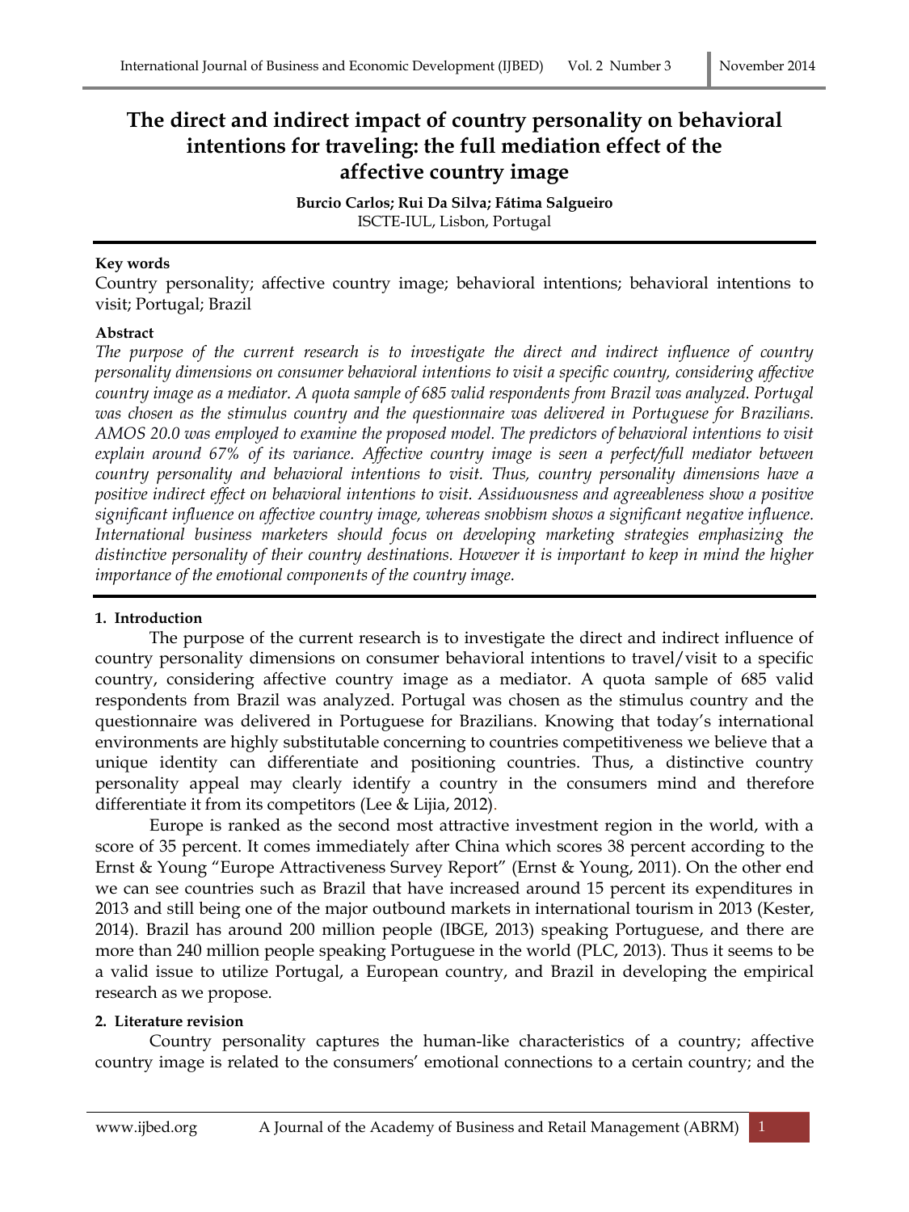# The direct and indirect impact of country personality on behavioral intentions for traveling: the full mediation effect of the affective country image

**Burcio Carlos; Rui Da Silva; Fátima Salgueiro**
ISCTE-IUL, Lisbon, Portugal

**Key words**

Country personality; affective country image; behavioral intentions; behavioral intentions to visit; Portugal; Brazil

**Abstract**

*The purpose of the current research is to investigate the direct and indirect influence of country personality dimensions on consumer behavioral intentions to visit a specific country, considering affective country image as a mediator. A quota sample of 685 valid respondents from Brazil was analyzed. Portugal was chosen as the stimulus country and the questionnaire was delivered in Portuguese for Brazilians. AMOS 20.0 was employed to examine the proposed model. The predictors of behavioral intentions to visit explain around 67% of its variance. Affective country image is seen a perfect/full mediator between country personality and behavioral intentions to visit. Thus, country personality dimensions have a positive indirect effect on behavioral intentions to visit. Assiduousness and agreeableness show a positive significant influence on affective country image, whereas snobbism shows a significant negative influence. International business marketers should focus on developing marketing strategies emphasizing the distinctive personality of their country destinations. However it is important to keep in mind the higher importance of the emotional components of the country image.*

## 1. Introduction

The purpose of the current research is to investigate the direct and indirect influence of country personality dimensions on consumer behavioral intentions to travel/visit to a specific country, considering affective country image as a mediator. A quota sample of 685 valid respondents from Brazil was analyzed. Portugal was chosen as the stimulus country and the questionnaire was delivered in Portuguese for Brazilians. Knowing that today's international environments are highly substitutable concerning to countries competitiveness we believe that a unique identity can differentiate and positioning countries. Thus, a distinctive country personality appeal may clearly identify a country in the consumers mind and therefore differentiate it from its competitors (Lee & Lijia, 2012).

Europe is ranked as the second most attractive investment region in the world, with a score of 35 percent. It comes immediately after China which scores 38 percent according to the Ernst & Young "Europe Attractiveness Survey Report" (Ernst & Young, 2011). On the other end we can see countries such as Brazil that have increased around 15 percent its expenditures in 2013 and still being one of the major outbound markets in international tourism in 2013 (Kester, 2014). Brazil has around 200 million people (IBGE, 2013) speaking Portuguese, and there are more than 240 million people speaking Portuguese in the world (PLC, 2013). Thus it seems to be a valid issue to utilize Portugal, a European country, and Brazil in developing the empirical research as we propose.

## 2. Literature revision

Country personality captures the human-like characteristics of a country; affective country image is related to the consumers' emotional connections to a certain country; and the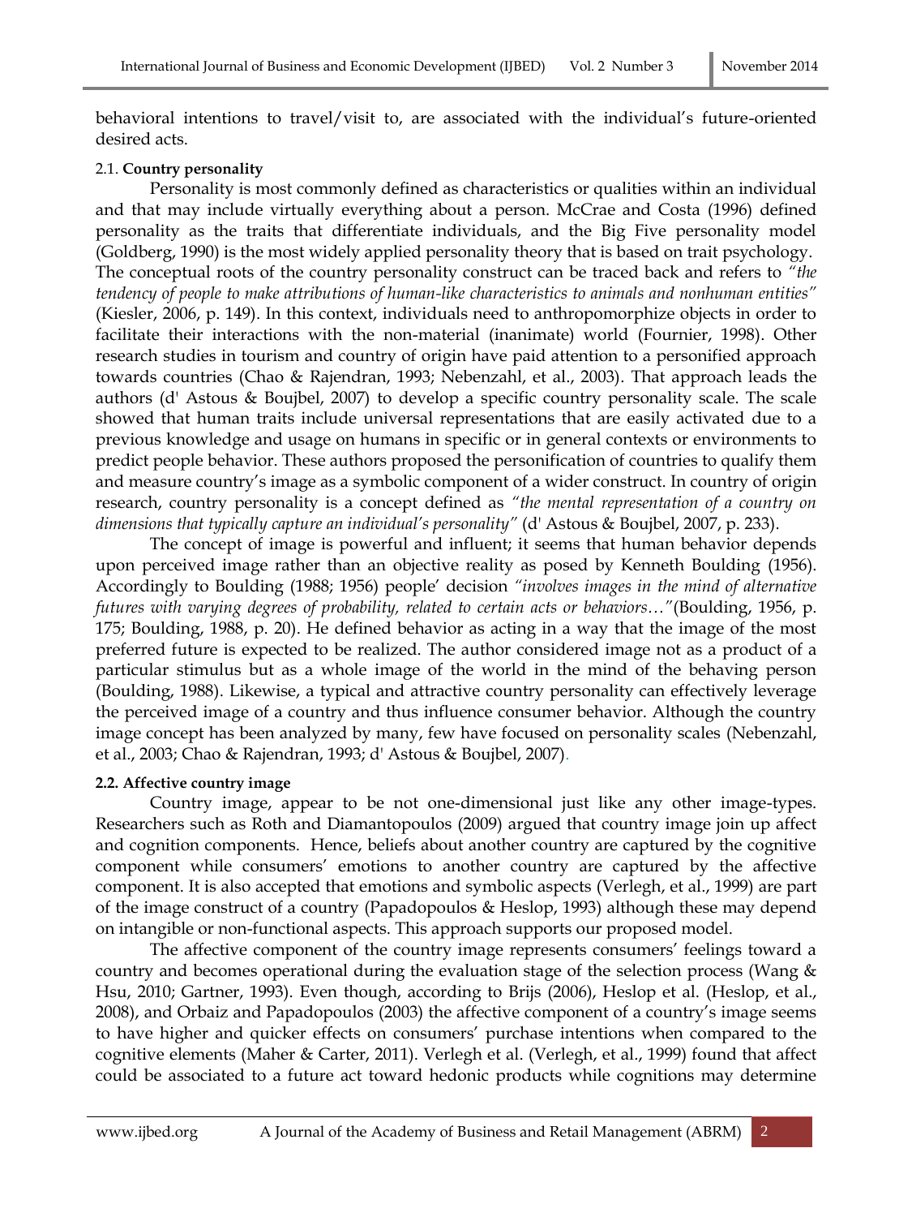behavioral intentions to travel/visit to, are associated with the individual's future-oriented desired acts.

### 2.1. Country personality

Personality is most commonly defined as characteristics or qualities within an individual and that may include virtually everything about a person. McCrae and Costa (1996) defined personality as the traits that differentiate individuals, and the Big Five personality model (Goldberg, 1990) is the most widely applied personality theory that is based on trait psychology. The conceptual roots of the country personality construct can be traced back and refers to *"the tendency of people to make attributions of human-like characteristics to animals and nonhuman entities"* (Kiesler, 2006, p. 149). In this context, individuals need to anthropomorphize objects in order to facilitate their interactions with the non-material (inanimate) world (Fournier, 1998). Other research studies in tourism and country of origin have paid attention to a personified approach towards countries (Chao & Rajendran, 1993; Nebenzahl, et al., 2003). That approach leads the authors (d' Astous & Boujbel, 2007) to develop a specific country personality scale. The scale showed that human traits include universal representations that are easily activated due to a previous knowledge and usage on humans in specific or in general contexts or environments to predict people behavior. These authors proposed the personification of countries to qualify them and measure country's image as a symbolic component of a wider construct. In country of origin research, country personality is a concept defined as *"the mental representation of a country on dimensions that typically capture an individual's personality"* (d' Astous & Boujbel, 2007, p. 233).

The concept of image is powerful and influent; it seems that human behavior depends upon perceived image rather than an objective reality as posed by Kenneth Boulding (1956). Accordingly to Boulding (1988; 1956) people' decision *"involves images in the mind of alternative futures with varying degrees of probability, related to certain acts or behaviors…"*(Boulding, 1956, p. 175; Boulding, 1988, p. 20). He defined behavior as acting in a way that the image of the most preferred future is expected to be realized. The author considered image not as a product of a particular stimulus but as a whole image of the world in the mind of the behaving person (Boulding, 1988). Likewise, a typical and attractive country personality can effectively leverage the perceived image of a country and thus influence consumer behavior. Although the country image concept has been analyzed by many, few have focused on personality scales (Nebenzahl, et al., 2003; Chao & Rajendran, 1993; d' Astous & Boujbel, 2007).

### 2.2. Affective country image

Country image, appear to be not one-dimensional just like any other image-types. Researchers such as Roth and Diamantopoulos (2009) argued that country image join up affect and cognition components. Hence, beliefs about another country are captured by the cognitive component while consumers' emotions to another country are captured by the affective component. It is also accepted that emotions and symbolic aspects (Verlegh, et al., 1999) are part of the image construct of a country (Papadopoulos & Heslop, 1993) although these may depend on intangible or non-functional aspects. This approach supports our proposed model.

The affective component of the country image represents consumers' feelings toward a country and becomes operational during the evaluation stage of the selection process (Wang & Hsu, 2010; Gartner, 1993). Even though, according to Brijs (2006), Heslop et al. (Heslop, et al., 2008), and Orbaiz and Papadopoulos (2003) the affective component of a country's image seems to have higher and quicker effects on consumers' purchase intentions when compared to the cognitive elements (Maher & Carter, 2011). Verlegh et al. (Verlegh, et al., 1999) found that affect could be associated to a future act toward hedonic products while cognitions may determine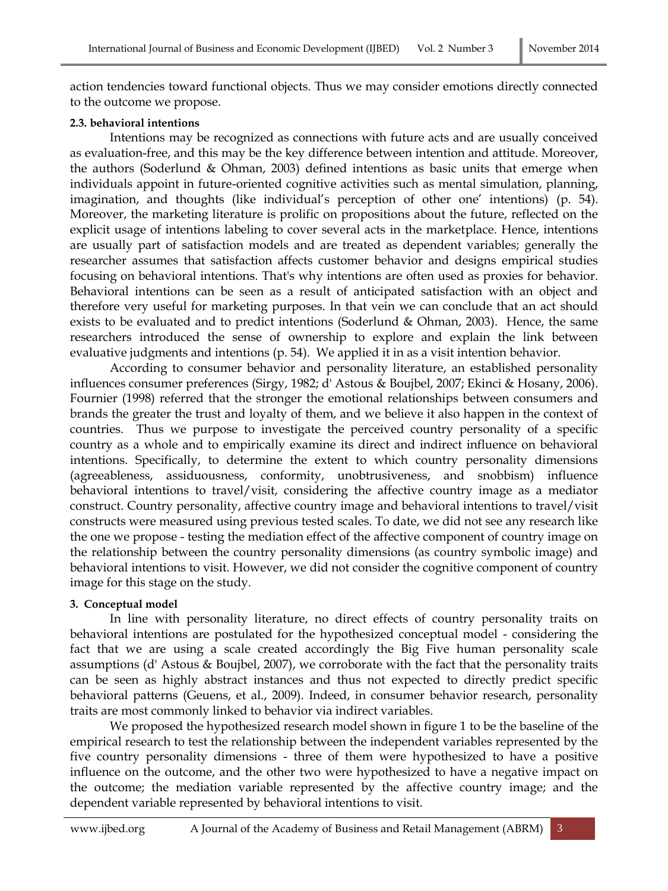action tendencies toward functional objects. Thus we may consider emotions directly connected to the outcome we propose.

#### 2.3. behavioral intentions

Intentions may be recognized as connections with future acts and are usually conceived as evaluation-free, and this may be the key difference between intention and attitude. Moreover, the authors (Soderlund & Ohman, 2003) defined intentions as basic units that emerge when individuals appoint in future-oriented cognitive activities such as mental simulation, planning, imagination, and thoughts (like individual's perception of other one' intentions) (p. 54). Moreover, the marketing literature is prolific on propositions about the future, reflected on the explicit usage of intentions labeling to cover several acts in the marketplace. Hence, intentions are usually part of satisfaction models and are treated as dependent variables; generally the researcher assumes that satisfaction affects customer behavior and designs empirical studies focusing on behavioral intentions. That's why intentions are often used as proxies for behavior. Behavioral intentions can be seen as a result of anticipated satisfaction with an object and therefore very useful for marketing purposes. In that vein we can conclude that an act should exists to be evaluated and to predict intentions (Soderlund & Ohman, 2003). Hence, the same researchers introduced the sense of ownership to explore and explain the link between evaluative judgments and intentions (p. 54). We applied it in as a visit intention behavior.

According to consumer behavior and personality literature, an established personality influences consumer preferences (Sirgy, 1982; d' Astous & Boujbel, 2007; Ekinci & Hosany, 2006). Fournier (1998) referred that the stronger the emotional relationships between consumers and brands the greater the trust and loyalty of them, and we believe it also happen in the context of countries. Thus we purpose to investigate the perceived country personality of a specific country as a whole and to empirically examine its direct and indirect influence on behavioral intentions. Specifically, to determine the extent to which country personality dimensions (agreeableness, assiduousness, conformity, unobtrusiveness, and snobbism) influence behavioral intentions to travel/visit, considering the affective country image as a mediator construct. Country personality, affective country image and behavioral intentions to travel/visit constructs were measured using previous tested scales. To date, we did not see any research like the one we propose - testing the mediation effect of the affective component of country image on the relationship between the country personality dimensions (as country symbolic image) and behavioral intentions to visit. However, we did not consider the cognitive component of country image for this stage on the study.

### 3. Conceptual model

In line with personality literature, no direct effects of country personality traits on behavioral intentions are postulated for the hypothesized conceptual model - considering the fact that we are using a scale created accordingly the Big Five human personality scale assumptions (d' Astous & Boujbel, 2007), we corroborate with the fact that the personality traits can be seen as highly abstract instances and thus not expected to directly predict specific behavioral patterns (Geuens, et al., 2009). Indeed, in consumer behavior research, personality traits are most commonly linked to behavior via indirect variables.

We proposed the hypothesized research model shown in figure 1 to be the baseline of the empirical research to test the relationship between the independent variables represented by the five country personality dimensions - three of them were hypothesized to have a positive influence on the outcome, and the other two were hypothesized to have a negative impact on the outcome; the mediation variable represented by the affective country image; and the dependent variable represented by behavioral intentions to visit.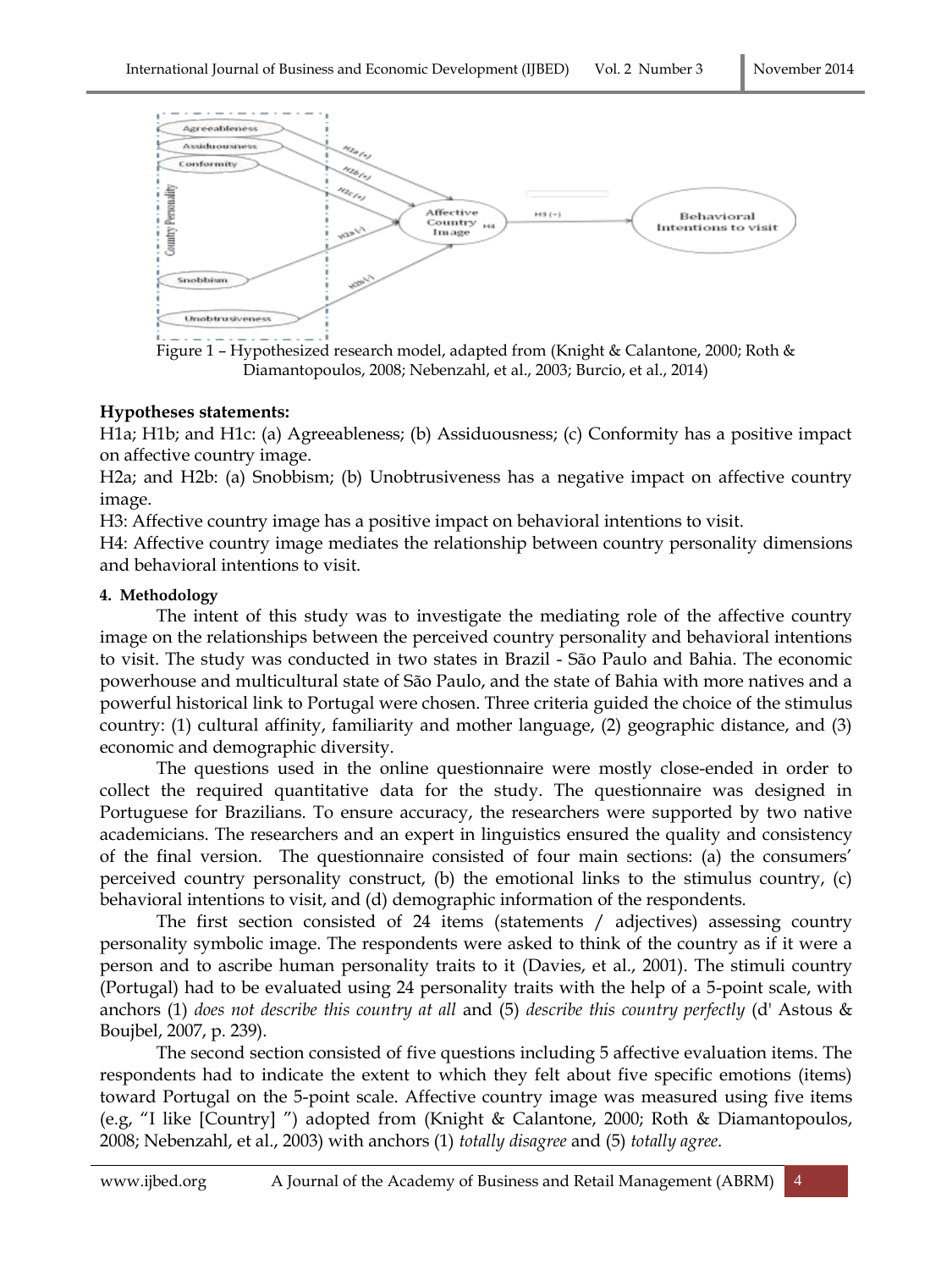Figure 1 – Hypothesized research model, adapted from (Knight & Calantone, 2000; Roth & Diamantopoulos, 2008; Nebenzahl, et al., 2003; Burcio, et al., 2014)

**Hypotheses statements:**

H1a; H1b; and H1c: (a) Agreeableness; (b) Assiduousness; (c) Conformity has a positive impact on affective country image.

H2a; and H2b: (a) Snobbism; (b) Unobtrusiveness has a negative impact on affective country image.

H3: Affective country image has a positive impact on behavioral intentions to visit.

H4: Affective country image mediates the relationship between country personality dimensions and behavioral intentions to visit.

#### 4. Methodology

The intent of this study was to investigate the mediating role of the affective country image on the relationships between the perceived country personality and behavioral intentions to visit. The study was conducted in two states in Brazil - São Paulo and Bahia. The economic powerhouse and multicultural state of São Paulo, and the state of Bahia with more natives and a powerful historical link to Portugal were chosen. Three criteria guided the choice of the stimulus country: (1) cultural affinity, familiarity and mother language, (2) geographic distance, and (3) economic and demographic diversity.

The questions used in the online questionnaire were mostly close-ended in order to collect the required quantitative data for the study. The questionnaire was designed in Portuguese for Brazilians. To ensure accuracy, the researchers were supported by two native academicians. The researchers and an expert in linguistics ensured the quality and consistency of the final version. The questionnaire consisted of four main sections: (a) the consumers' perceived country personality construct, (b) the emotional links to the stimulus country, (c) behavioral intentions to visit, and (d) demographic information of the respondents.

The first section consisted of 24 items (statements / adjectives) assessing country personality symbolic image. The respondents were asked to think of the country as if it were a person and to ascribe human personality traits to it (Davies, et al., 2001). The stimuli country (Portugal) had to be evaluated using 24 personality traits with the help of a 5-point scale, with anchors (1) *does not describe this country at all* and (5) *describe this country perfectly* (d' Astous & Boujbel, 2007, p. 239).

The second section consisted of five questions including 5 affective evaluation items. The respondents had to indicate the extent to which they felt about five specific emotions (items) toward Portugal on the 5-point scale. Affective country image was measured using five items (e.g, "I like [Country] ") adopted from (Knight & Calantone, 2000; Roth & Diamantopoulos, 2008; Nebenzahl, et al., 2003) with anchors (1) *totally disagree* and (5) *totally agree*.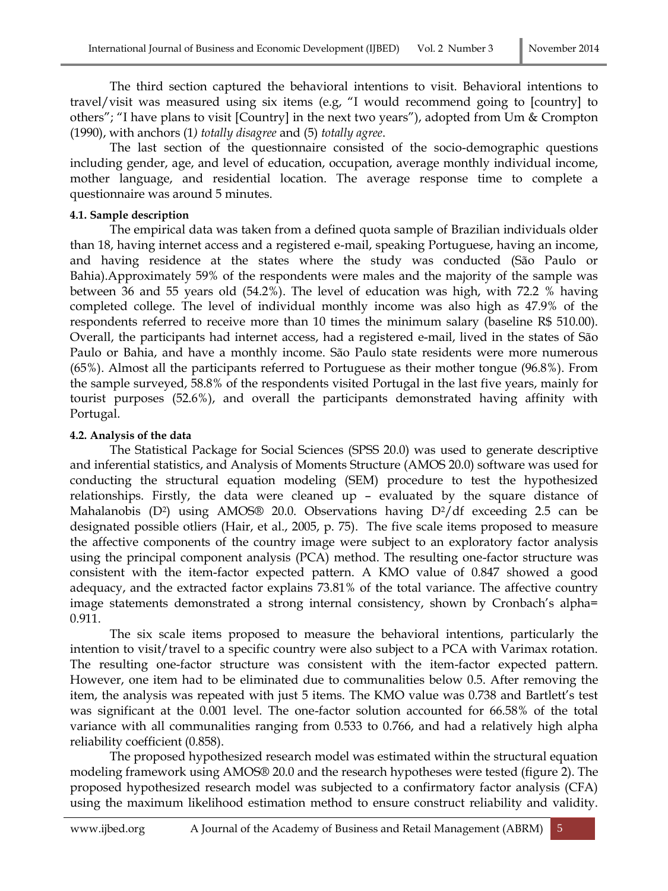The third section captured the behavioral intentions to visit. Behavioral intentions to travel/visit was measured using six items (e.g, "I would recommend going to [country] to others"; "I have plans to visit [Country] in the next two years"), adopted from Um & Crompton (1990), with anchors (1*) totally disagree* and (5) *totally agree*.

The last section of the questionnaire consisted of the socio-demographic questions including gender, age, and level of education, occupation, average monthly individual income, mother language, and residential location. The average response time to complete a questionnaire was around 5 minutes.

#### 4.1. Sample description

The empirical data was taken from a defined quota sample of Brazilian individuals older than 18, having internet access and a registered e-mail, speaking Portuguese, having an income, and having residence at the states where the study was conducted (São Paulo or Bahia).Approximately 59% of the respondents were males and the majority of the sample was between 36 and 55 years old (54.2%). The level of education was high, with 72.2 % having completed college. The level of individual monthly income was also high as 47.9% of the respondents referred to receive more than 10 times the minimum salary (baseline R$ 510.00). Overall, the participants had internet access, had a registered e-mail, lived in the states of São Paulo or Bahia, and have a monthly income. São Paulo state residents were more numerous (65%). Almost all the participants referred to Portuguese as their mother tongue (96.8%). From the sample surveyed, 58.8% of the respondents visited Portugal in the last five years, mainly for tourist purposes (52.6%), and overall the participants demonstrated having affinity with Portugal.

#### 4.2. Analysis of the data

The Statistical Package for Social Sciences (SPSS 20.0) was used to generate descriptive and inferential statistics, and Analysis of Moments Structure (AMOS 20.0) software was used for conducting the structural equation modeling (SEM) procedure to test the hypothesized relationships. Firstly, the data were cleaned up – evaluated by the square distance of Mahalanobis ($D^2$) using AMOS® 20.0. Observations having $D^2$/df exceeding 2.5 can be designated possible otliers (Hair, et al., 2005, p. 75). The five scale items proposed to measure the affective components of the country image were subject to an exploratory factor analysis using the principal component analysis (PCA) method. The resulting one-factor structure was consistent with the item-factor expected pattern. A KMO value of 0.847 showed a good adequacy, and the extracted factor explains 73.81% of the total variance. The affective country image statements demonstrated a strong internal consistency, shown by Cronbach's alpha= 0.911.

The six scale items proposed to measure the behavioral intentions, particularly the intention to visit/travel to a specific country were also subject to a PCA with Varimax rotation. The resulting one-factor structure was consistent with the item-factor expected pattern. However, one item had to be eliminated due to communalities below 0.5. After removing the item, the analysis was repeated with just 5 items. The KMO value was 0.738 and Bartlett's test was significant at the 0.001 level. The one-factor solution accounted for 66.58% of the total variance with all communalities ranging from 0.533 to 0.766, and had a relatively high alpha reliability coefficient (0.858).

The proposed hypothesized research model was estimated within the structural equation modeling framework using AMOS® 20.0 and the research hypotheses were tested (figure 2). The proposed hypothesized research model was subjected to a confirmatory factor analysis (CFA) using the maximum likelihood estimation method to ensure construct reliability and validity.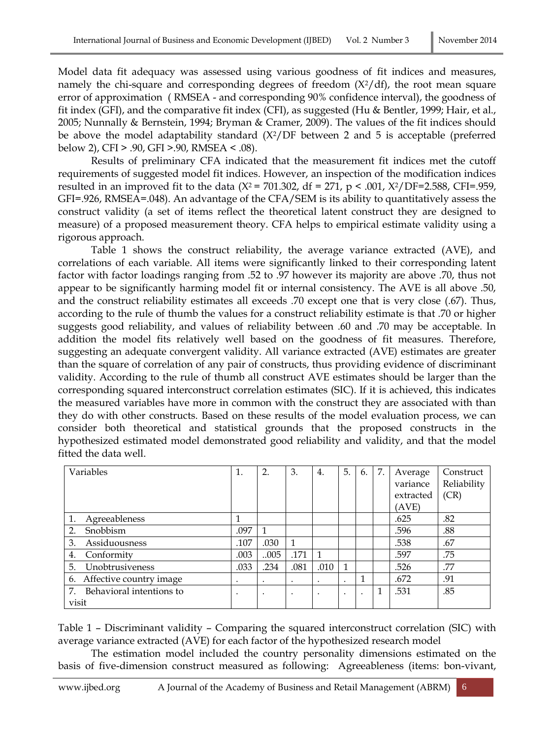Model data fit adequacy was assessed using various goodness of fit indices and measures, namely the chi-square and corresponding degrees of freedom ($X^2/df$), the root mean square error of approximation ( RMSEA - and corresponding 90% confidence interval), the goodness of fit index (GFI), and the comparative fit index (CFI), as suggested (Hu & Bentler, 1999; Hair, et al., 2005; Nunnally & Bernstein, 1994; Bryman & Cramer, 2009). The values of the fit indices should be above the model adaptability standard ($X^2/DF$ between 2 and 5 is acceptable (preferred below 2), CFI > .90, GFI >.90, RMSEA < .08).

Results of preliminary CFA indicated that the measurement fit indices met the cutoff requirements of suggested model fit indices. However, an inspection of the modification indices resulted in an improved fit to the data ($X^2$ = 701.302, df = 271, $p < .001$, $X^2/DF$=2.588, CFI=.959, GFI=.926, RMSEA=.048). An advantage of the CFA/SEM is its ability to quantitatively assess the construct validity (a set of items reflect the theoretical latent construct they are designed to measure) of a proposed measurement theory. CFA helps to empirical estimate validity using a rigorous approach.

Table 1 shows the construct reliability, the average variance extracted (AVE), and correlations of each variable. All items were significantly linked to their corresponding latent factor with factor loadings ranging from .52 to .97 however its majority are above .70, thus not appear to be significantly harming model fit or internal consistency. The AVE is all above .50, and the construct reliability estimates all exceeds .70 except one that is very close (.67). Thus, according to the rule of thumb the values for a construct reliability estimate is that .70 or higher suggests good reliability, and values of reliability between .60 and .70 may be acceptable. In addition the model fits relatively well based on the goodness of fit measures. Therefore, suggesting an adequate convergent validity. All variance extracted (AVE) estimates are greater than the square of correlation of any pair of constructs, thus providing evidence of discriminant validity. According to the rule of thumb all construct AVE estimates should be larger than the corresponding squared interconstruct correlation estimates (SIC). If it is achieved, this indicates the measured variables have more in common with the construct they are associated with than they do with other constructs. Based on these results of the model evaluation process, we can consider both theoretical and statistical grounds that the proposed constructs in the hypothesized estimated model demonstrated good reliability and validity, and that the model fitted the data well.

| Variables | 1. | 2. | 3. | 4. | 5. | 6. | 7. | Average variance extracted (AVE) | Construct Reliability (CR) |
|---|---|---|---|---|---|---|---|---|---|
| 1. Agreeableness | 1 | | | | | | | .625 | .82 |
| 2. Snobbism | .097 | 1 | | | | | | .596 | .88 |
| 3. Assiduousness | .107 | .030 | 1 | | | | | .538 | .67 |
| 4. Conformity | .003 | ..005 | .171 | 1 | | | | .597 | .75 |
| 5. Unobtrusiveness | .033 | .234 | .081 | .010 | 1 | | | .526 | .77 |
| 6. Affective country image | . | . | . | . | . | 1 | | .672 | .91 |
| 7. Behavioral intentions to visit | . | . | . | . | . | . | 1 | .531 | .85 |

Table 1 – Discriminant validity – Comparing the squared interconstruct correlation (SIC) with average variance extracted (AVE) for each factor of the hypothesized research model

The estimation model included the country personality dimensions estimated on the basis of five-dimension construct measured as following: Agreeableness (items: bon-vivant,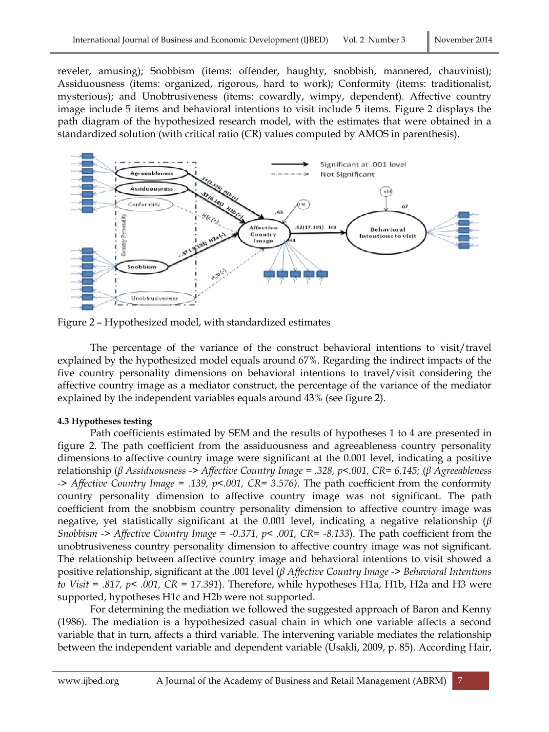reveler, amusing); Snobbism (items: offender, haughty, snobbish, mannered, chauvinist); Assiduousness (items: organized, rigorous, hard to work); Conformity (items: traditionalist, mysterious); and Unobtrusiveness (items: cowardly, wimpy, dependent). Affective country image include 5 items and behavioral intentions to visit include 5 items. Figure 2 displays the path diagram of the hypothesized research model, with the estimates that were obtained in a standardized solution (with critical ratio (CR) values computed by AMOS in parenthesis).

Figure 2 – Hypothesized model, with standardized estimates

The percentage of the variance of the construct behavioral intentions to visit/travel explained by the hypothesized model equals around 67%. Regarding the indirect impacts of the five country personality dimensions on behavioral intentions to travel/visit considering the affective country image as a mediator construct, the percentage of the variance of the mediator explained by the independent variables equals around 43% (see figure 2).

#### 4.3 Hypotheses testing

Path coefficients estimated by SEM and the results of hypotheses 1 to 4 are presented in figure 2. The path coefficient from the assiduousness and agreeableness country personality dimensions to affective country image were significant at the 0.001 level, indicating a positive relationship (*β Assiduousness -> Affective Country Image = .328, p<.001, CR= 6.145;* (*β Agreeableness -> Affective Country Image = .139, p<.001, CR= 3.576)*. The path coefficient from the conformity country personality dimension to affective country image was not significant. The path coefficient from the snobbism country personality dimension to affective country image was negative, yet statistically significant at the 0.001 level, indicating a negative relationship (*β Snobbism -> Affective Country Image = -0.371, p< .001, CR= -8.133*). The path coefficient from the unobtrusiveness country personality dimension to affective country image was not significant. The relationship between affective country image and behavioral intentions to visit showed a positive relationship, significant at the .001 level (*β Affective Country Image -> Behavioral Intentions to Visit = .817, p< .001, CR = 17.391*). Therefore, while hypotheses H1a, H1b, H2a and H3 were supported, hypotheses H1c and H2b were not supported.

For determining the mediation we followed the suggested approach of Baron and Kenny (1986). The mediation is a hypothesized casual chain in which one variable affects a second variable that in turn, affects a third variable. The intervening variable mediates the relationship between the independent variable and dependent variable (Usakli, 2009, p. 85). According Hair,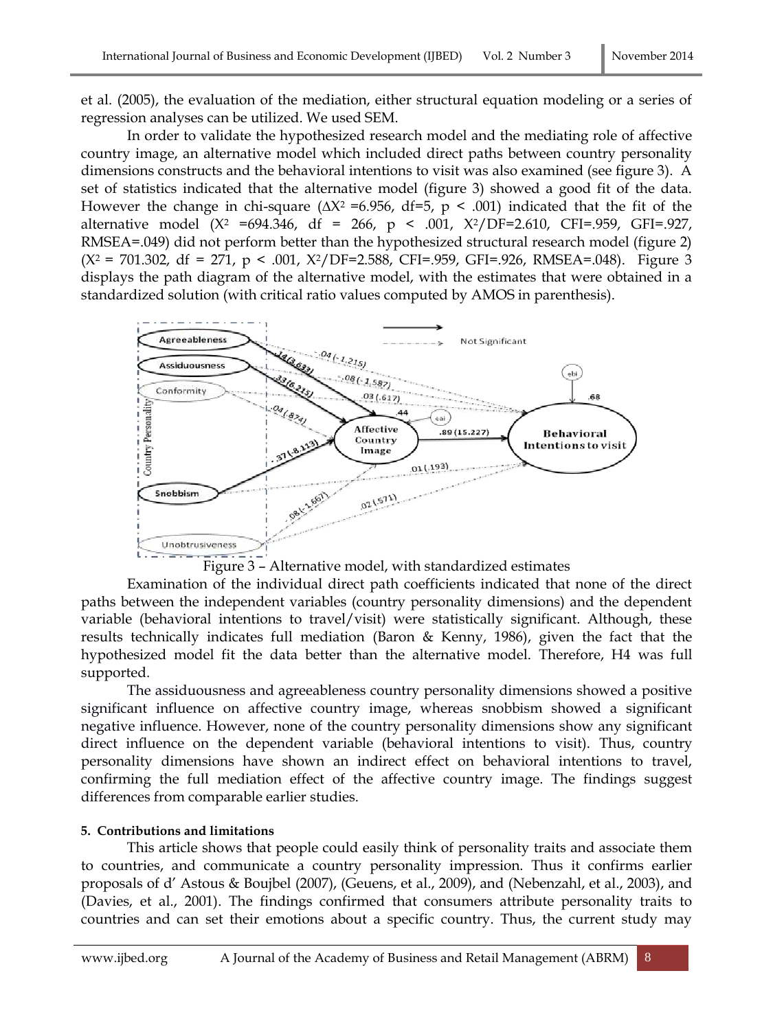et al. (2005), the evaluation of the mediation, either structural equation modeling or a series of regression analyses can be utilized. We used SEM.

In order to validate the hypothesized research model and the mediating role of affective country image, an alternative model which included direct paths between country personality dimensions constructs and the behavioral intentions to visit was also examined (see figure 3). A set of statistics indicated that the alternative model (figure 3) showed a good fit of the data. However the change in chi-square ($\Delta X^2$ =6.956, df=5, $p < .001$) indicated that the fit of the alternative model ($X^2$ =694.346, df = 266, $p < .001$, $X^2$/DF=2.610, CFI=.959, GFI=.927, RMSEA=.049) did not perform better than the hypothesized structural research model (figure 2) ($X^2$ = 701.302, df = 271, $p < .001$, $X^2$/DF=2.588, CFI=.959, GFI=.926, RMSEA=.048). Figure 3 displays the path diagram of the alternative model, with the estimates that were obtained in a standardized solution (with critical ratio values computed by AMOS in parenthesis).

Figure 3 – Alternative model, with standardized estimates

Examination of the individual direct path coefficients indicated that none of the direct paths between the independent variables (country personality dimensions) and the dependent variable (behavioral intentions to travel/visit) were statistically significant. Although, these results technically indicates full mediation (Baron & Kenny, 1986), given the fact that the hypothesized model fit the data better than the alternative model. Therefore, H4 was full supported.

The assiduousness and agreeableness country personality dimensions showed a positive significant influence on affective country image, whereas snobbism showed a significant negative influence. However, none of the country personality dimensions show any significant direct influence on the dependent variable (behavioral intentions to visit). Thus, country personality dimensions have shown an indirect effect on behavioral intentions to travel, confirming the full mediation effect of the affective country image. The findings suggest differences from comparable earlier studies.

**5. Contributions and limitations**

This article shows that people could easily think of personality traits and associate them to countries, and communicate a country personality impression. Thus it confirms earlier proposals of d' Astous & Boujbel (2007), (Geuens, et al., 2009), and (Nebenzahl, et al., 2003), and (Davies, et al., 2001). The findings confirmed that consumers attribute personality traits to countries and can set their emotions about a specific country. Thus, the current study may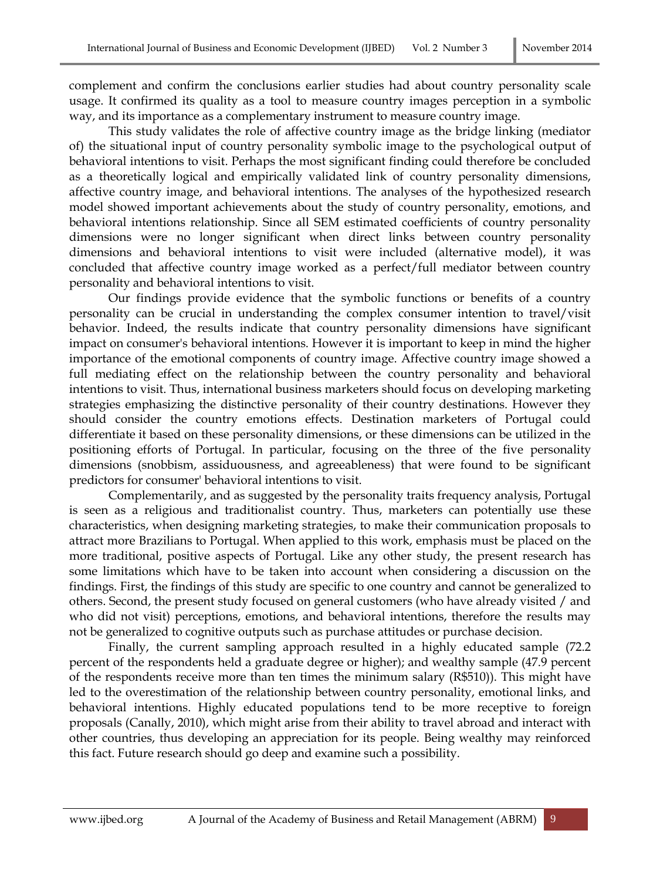complement and confirm the conclusions earlier studies had about country personality scale usage. It confirmed its quality as a tool to measure country images perception in a symbolic way, and its importance as a complementary instrument to measure country image.

This study validates the role of affective country image as the bridge linking (mediator of) the situational input of country personality symbolic image to the psychological output of behavioral intentions to visit. Perhaps the most significant finding could therefore be concluded as a theoretically logical and empirically validated link of country personality dimensions, affective country image, and behavioral intentions. The analyses of the hypothesized research model showed important achievements about the study of country personality, emotions, and behavioral intentions relationship. Since all SEM estimated coefficients of country personality dimensions were no longer significant when direct links between country personality dimensions and behavioral intentions to visit were included (alternative model), it was concluded that affective country image worked as a perfect/full mediator between country personality and behavioral intentions to visit.

Our findings provide evidence that the symbolic functions or benefits of a country personality can be crucial in understanding the complex consumer intention to travel/visit behavior. Indeed, the results indicate that country personality dimensions have significant impact on consumer's behavioral intentions. However it is important to keep in mind the higher importance of the emotional components of country image. Affective country image showed a full mediating effect on the relationship between the country personality and behavioral intentions to visit. Thus, international business marketers should focus on developing marketing strategies emphasizing the distinctive personality of their country destinations. However they should consider the country emotions effects. Destination marketers of Portugal could differentiate it based on these personality dimensions, or these dimensions can be utilized in the positioning efforts of Portugal. In particular, focusing on the three of the five personality dimensions (snobbism, assiduousness, and agreeableness) that were found to be significant predictors for consumer' behavioral intentions to visit.

Complementarily, and as suggested by the personality traits frequency analysis, Portugal is seen as a religious and traditionalist country. Thus, marketers can potentially use these characteristics, when designing marketing strategies, to make their communication proposals to attract more Brazilians to Portugal. When applied to this work, emphasis must be placed on the more traditional, positive aspects of Portugal. Like any other study, the present research has some limitations which have to be taken into account when considering a discussion on the findings. First, the findings of this study are specific to one country and cannot be generalized to others. Second, the present study focused on general customers (who have already visited / and who did not visit) perceptions, emotions, and behavioral intentions, therefore the results may not be generalized to cognitive outputs such as purchase attitudes or purchase decision.

Finally, the current sampling approach resulted in a highly educated sample (72.2 percent of the respondents held a graduate degree or higher); and wealthy sample (47.9 percent of the respondents receive more than ten times the minimum salary (R$510)). This might have led to the overestimation of the relationship between country personality, emotional links, and behavioral intentions. Highly educated populations tend to be more receptive to foreign proposals (Canally, 2010), which might arise from their ability to travel abroad and interact with other countries, thus developing an appreciation for its people. Being wealthy may reinforced this fact. Future research should go deep and examine such a possibility.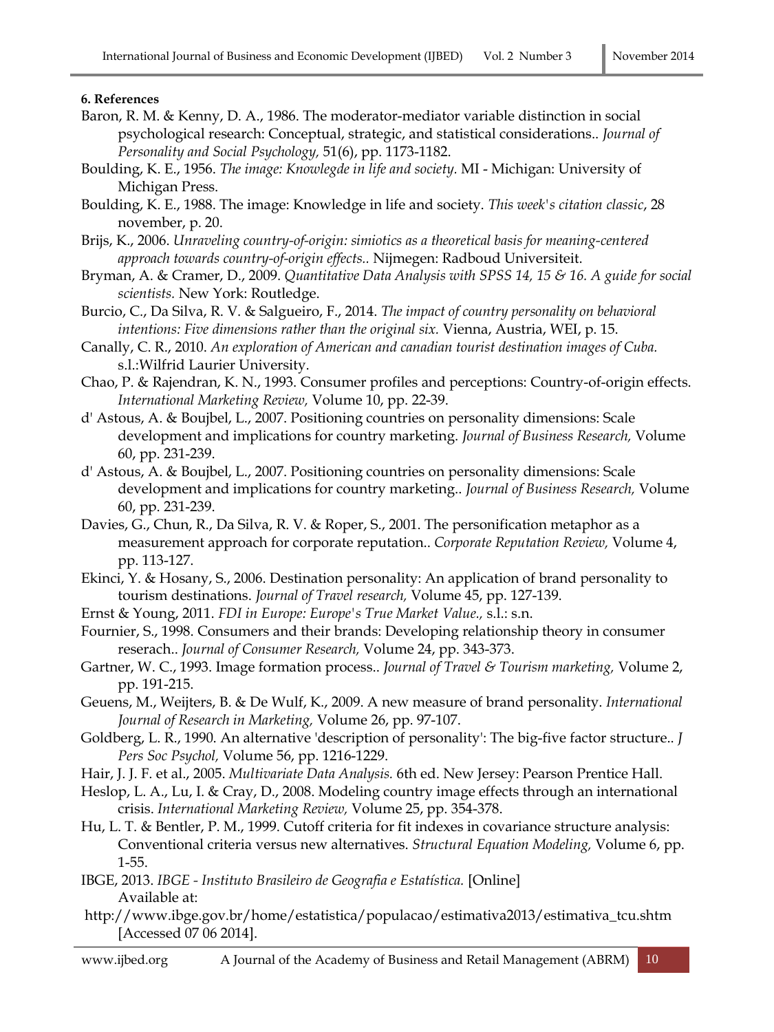**6. References**

Baron, R. M. & Kenny, D. A., 1986. The moderator-mediator variable distinction in social psychological research: Conceptual, strategic, and statistical considerations.. *Journal of Personality and Social Psychology,* 51(6), pp. 1173-1182.

Boulding, K. E., 1956. *The image: Knowlegde in life and society.* MI - Michigan: University of Michigan Press.

Boulding, K. E., 1988. The image: Knowledge in life and society. *This week's citation classic*, 28 november, p. 20.

Brijs, K., 2006. *Unraveling country-of-origin: simiotics as a theoretical basis for meaning-centered approach towards country-of-origin effects..* Nijmegen: Radboud Universiteit.

Bryman, A. & Cramer, D., 2009. *Quantitative Data Analysis with SPSS 14, 15 & 16. A guide for social scientists.* New York: Routledge.

Burcio, C., Da Silva, R. V. & Salgueiro, F., 2014. *The impact of country personality on behavioral intentions: Five dimensions rather than the original six.* Vienna, Austria, WEI, p. 15.

Canally, C. R., 2010. *An exploration of American and canadian tourist destination images of Cuba.* s.l.:Wilfrid Laurier University.

Chao, P. & Rajendran, K. N., 1993. Consumer profiles and perceptions: Country-of-origin effects. *International Marketing Review,* Volume 10, pp. 22-39.

d' Astous, A. & Boujbel, L., 2007. Positioning countries on personality dimensions: Scale development and implications for country marketing. *Journal of Business Research,* Volume 60, pp. 231-239.

d' Astous, A. & Boujbel, L., 2007. Positioning countries on personality dimensions: Scale development and implications for country marketing.. *Journal of Business Research,* Volume 60, pp. 231-239.

Davies, G., Chun, R., Da Silva, R. V. & Roper, S., 2001. The personification metaphor as a measurement approach for corporate reputation.. *Corporate Reputation Review,* Volume 4, pp. 113-127.

Ekinci, Y. & Hosany, S., 2006. Destination personality: An application of brand personality to tourism destinations. *Journal of Travel research,* Volume 45, pp. 127-139.

Ernst & Young, 2011. *FDI in Europe: Europe's True Market Value.,* s.l.: s.n.

Fournier, S., 1998. Consumers and their brands: Developing relationship theory in consumer reserach.. *Journal of Consumer Research,* Volume 24, pp. 343-373.

Gartner, W. C., 1993. Image formation process.. *Journal of Travel & Tourism marketing,* Volume 2, pp. 191-215.

Geuens, M., Weijters, B. & De Wulf, K., 2009. A new measure of brand personality. *International Journal of Research in Marketing,* Volume 26, pp. 97-107.

Goldberg, L. R., 1990. An alternative 'description of personality': The big-five factor structure.. *J Pers Soc Psychol,* Volume 56, pp. 1216-1229.

Hair, J. J. F. et al., 2005. *Multivariate Data Analysis.* 6th ed. New Jersey: Pearson Prentice Hall.

Heslop, L. A., Lu, I. & Cray, D., 2008. Modeling country image effects through an international crisis. *International Marketing Review,* Volume 25, pp. 354-378.

Hu, L. T. & Bentler, P. M., 1999. Cutoff criteria for fit indexes in covariance structure analysis: Conventional criteria versus new alternatives. *Structural Equation Modeling,* Volume 6, pp. 1-55.

IBGE, 2013. *IBGE - Instituto Brasileiro de Geografia e Estatística.* [Online] Available at: http://www.ibge.gov.br/home/estatistica/populacao/estimativa2013/estimativa_tcu.shtm [Accessed 07 06 2014].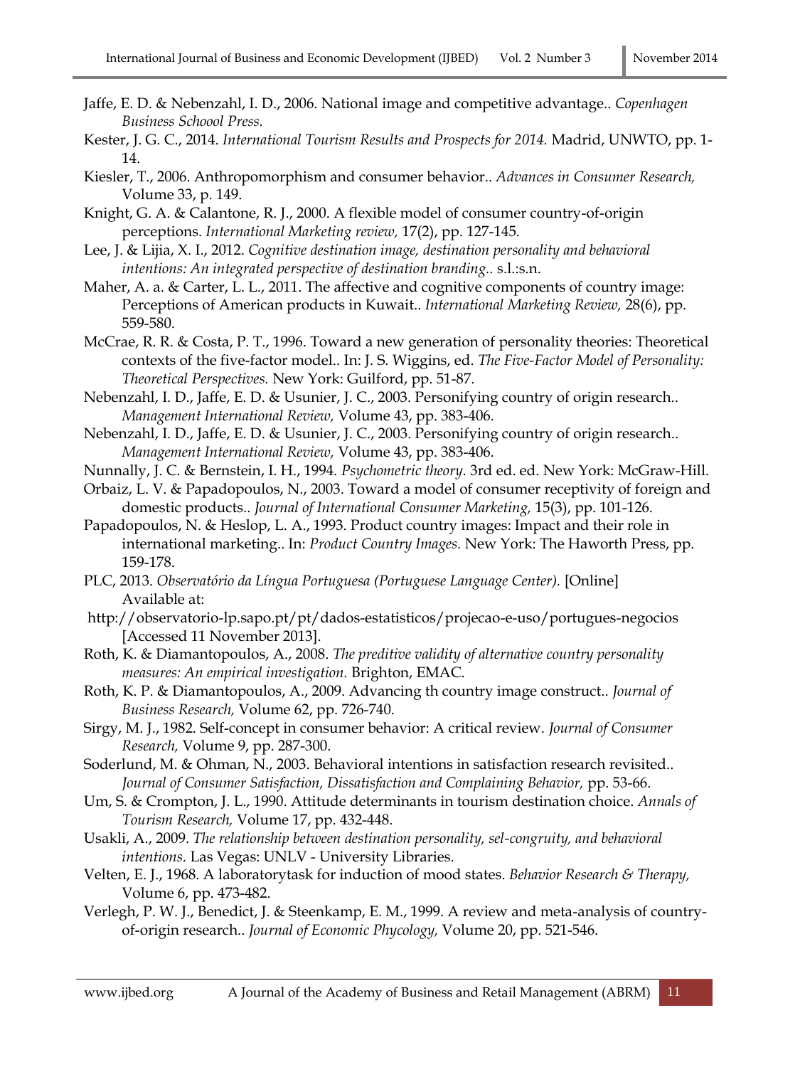Jaffe, E. D. & Nebenzahl, I. D., 2006. National image and competitive advantage.. *Copenhagen Business Schoool Press.*

Kester, J. G. C., 2014. *International Tourism Results and Prospects for 2014.* Madrid, UNWTO, pp. 1-14.

Kiesler, T., 2006. Anthropomorphism and consumer behavior.. *Advances in Consumer Research,* Volume 33, p. 149.

Knight, G. A. & Calantone, R. J., 2000. A flexible model of consumer country-of-origin perceptions. *International Marketing review,* 17(2), pp. 127-145.

Lee, J. & Lijia, X. I., 2012. *Cognitive destination image, destination personality and behavioral intentions: An integrated perspective of destination branding..* s.l.:s.n.

Maher, A. a. & Carter, L. L., 2011. The affective and cognitive components of country image: Perceptions of American products in Kuwait.. *International Marketing Review,* 28(6), pp. 559-580.

McCrae, R. R. & Costa, P. T., 1996. Toward a new generation of personality theories: Theoretical contexts of the five-factor model.. In: J. S. Wiggins, ed. *The Five-Factor Model of Personality: Theoretical Perspectives.* New York: Guilford, pp. 51-87.

Nebenzahl, I. D., Jaffe, E. D. & Usunier, J. C., 2003. Personifying country of origin research.. *Management International Review,* Volume 43, pp. 383-406.

Nebenzahl, I. D., Jaffe, E. D. & Usunier, J. C., 2003. Personifying country of origin research.. *Management International Review,* Volume 43, pp. 383-406.

Nunnally, J. C. & Bernstein, I. H., 1994. *Psychometric theory.* 3rd ed. ed. New York: McGraw-Hill.

Orbaiz, L. V. & Papadopoulos, N., 2003. Toward a model of consumer receptivity of foreign and domestic products.. *Journal of International Consumer Marketing,* 15(3), pp. 101-126.

Papadopoulos, N. & Heslop, L. A., 1993. Product country images: Impact and their role in international marketing.. In: *Product Country Images.* New York: The Haworth Press, pp. 159-178.

PLC, 2013. *Observatório da Língua Portuguesa (Portuguese Language Center).* [Online] Available at:
http://observatorio-lp.sapo.pt/pt/dados-estatisticos/projecao-e-uso/portugues-negocios [Accessed 11 November 2013].

Roth, K. & Diamantopoulos, A., 2008. *The preditive validity of alternative country personality measures: An empirical investigation.* Brighton, EMAC.

Roth, K. P. & Diamantopoulos, A., 2009. Advancing th country image construct.. *Journal of Business Research,* Volume 62, pp. 726-740.

Sirgy, M. J., 1982. Self-concept in consumer behavior: A critical review. *Journal of Consumer Research,* Volume 9, pp. 287-300.

Soderlund, M. & Ohman, N., 2003. Behavioral intentions in satisfaction research revisited.. *Journal of Consumer Satisfaction, Dissatisfaction and Complaining Behavior,* pp. 53-66.

Um, S. & Crompton, J. L., 1990. Attitude determinants in tourism destination choice. *Annals of Tourism Research,* Volume 17, pp. 432-448.

Usakli, A., 2009. *The relationship between destination personality, sel-congruity, and behavioral intentions.* Las Vegas: UNLV - University Libraries.

Velten, E. J., 1968. A laboratorytask for induction of mood states. *Behavior Research & Therapy,* Volume 6, pp. 473-482.

Verlegh, P. W. J., Benedict, J. & Steenkamp, E. M., 1999. A review and meta-analysis of country-of-origin research.. *Journal of Economic Phycology,* Volume 20, pp. 521-546.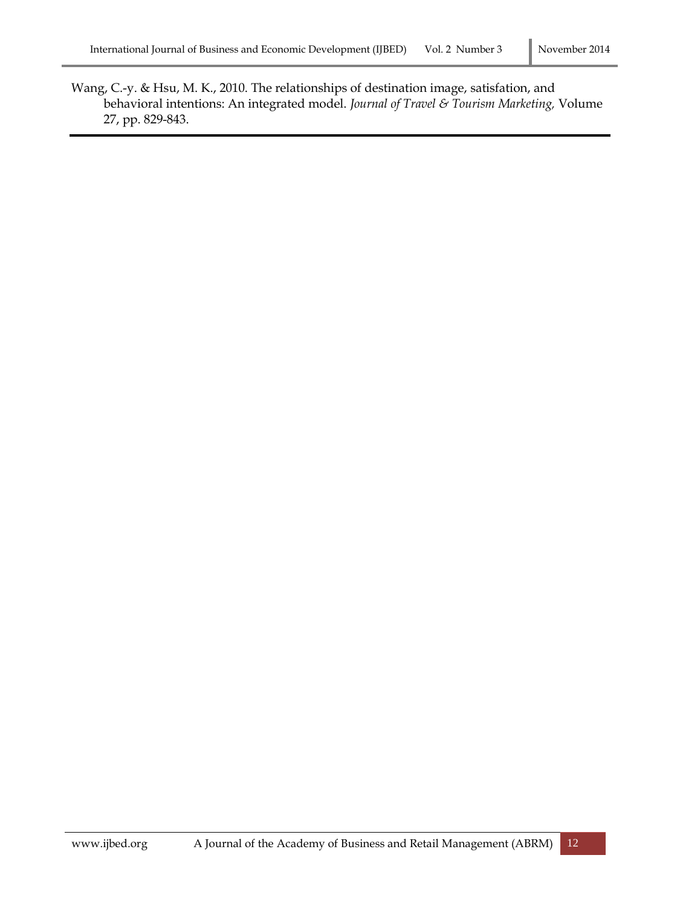Wang, C.-y. & Hsu, M. K., 2010. The relationships of destination image, satisfation, and behavioral intentions: An integrated model. *Journal of Travel & Tourism Marketing,* Volume 27, pp. 829-843.